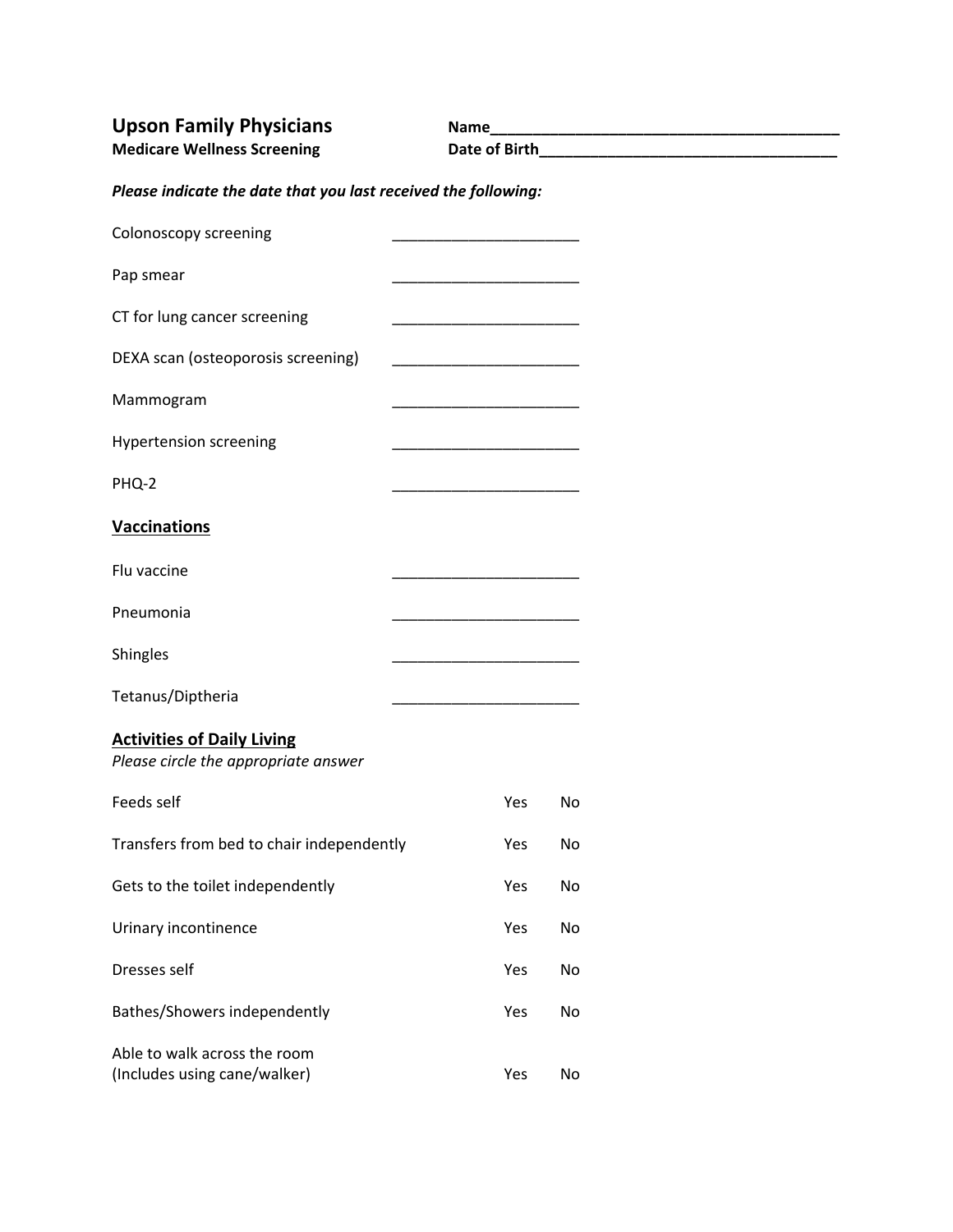**Upson Family Physicians**
**Medicare Wellness Screening**

**Name**________________________________________
**Date of Birth**__________________________________

***Please indicate the date that you last received the following:***

| | |
|---|---|
| Colonoscopy screening | ______________________ |
| Pap smear | ______________________ |
| CT for lung cancer screening | ______________________ |
| DEXA scan (osteoporosis screening) | ______________________ |
| Mammogram | ______________________ |
| Hypertension screening | ______________________ |
| PHQ-2 | ______________________ |

## Vaccinations

| | |
|---|---|
| Flu vaccine | ______________________ |
| Pneumonia | ______________________ |
| Shingles | ______________________ |
| Tetanus/Diptheria | ______________________ |

## Activities of Daily Living

*Please circle the appropriate answer*

| | | |
|---|---|---|
| Feeds self | Yes | No |
| Transfers from bed to chair independently | Yes | No |
| Gets to the toilet independently | Yes | No |
| Urinary incontinence | Yes | No |
| Dresses self | Yes | No |
| Bathes/Showers independently | Yes | No |
| Able to walk across the room (Includes using cane/walker) | Yes | No |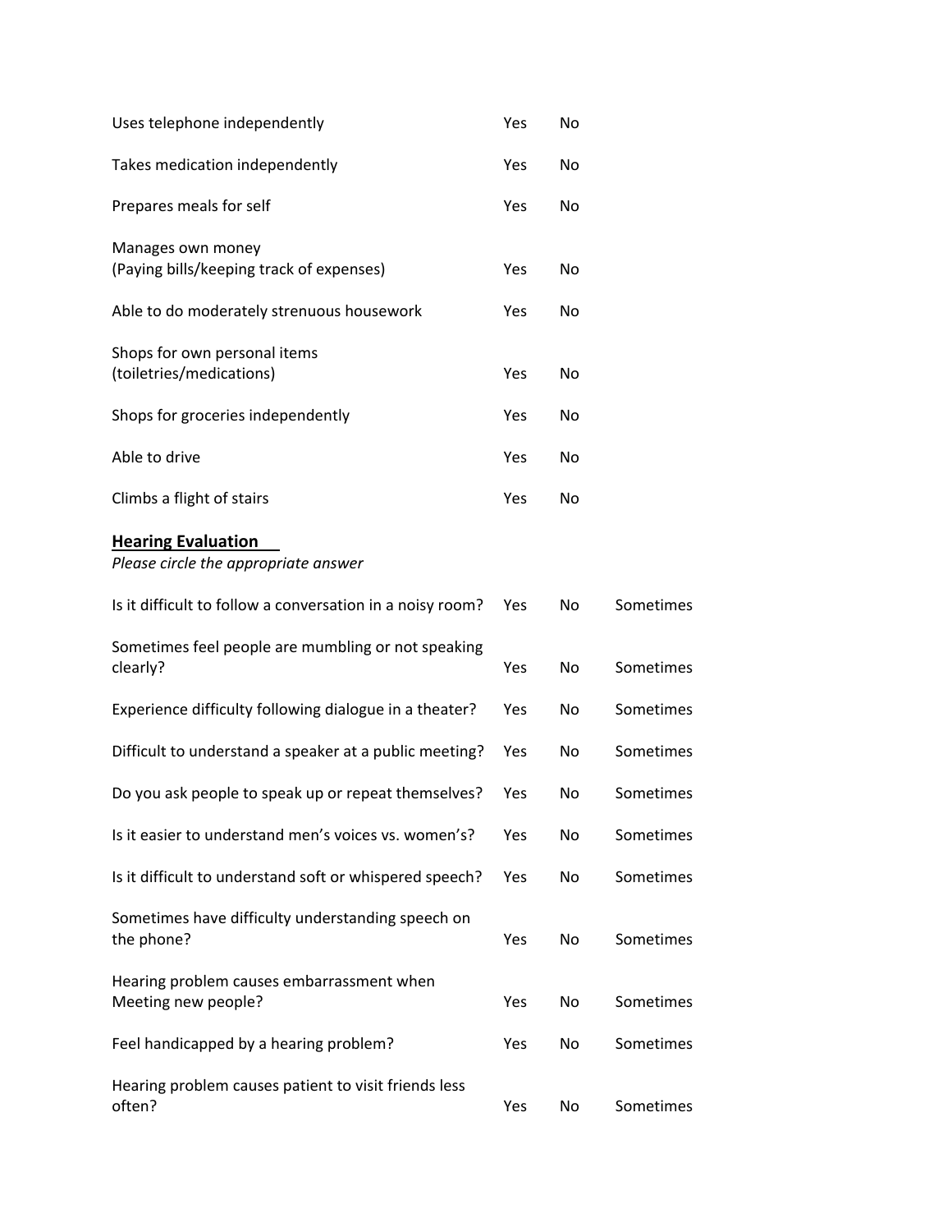| | | |
|---|---|---|
| Uses telephone independently | Yes | No |
| Takes medication independently | Yes | No |
| Prepares meals for self | Yes | No |
| Manages own money (Paying bills/keeping track of expenses) | Yes | No |
| Able to do moderately strenuous housework | Yes | No |
| Shops for own personal items (toiletries/medications) | Yes | No |
| Shops for groceries independently | Yes | No |
| Able to drive | Yes | No |
| Climbs a flight of stairs | Yes | No |

**<u>Hearing Evaluation</u>**

*Please circle the appropriate answer*

| | | | |
|---|---|---|---|
| Is it difficult to follow a conversation in a noisy room? | Yes | No | Sometimes |
| Sometimes feel people are mumbling or not speaking clearly? | Yes | No | Sometimes |
| Experience difficulty following dialogue in a theater? | Yes | No | Sometimes |
| Difficult to understand a speaker at a public meeting? | Yes | No | Sometimes |
| Do you ask people to speak up or repeat themselves? | Yes | No | Sometimes |
| Is it easier to understand men's voices vs. women's? | Yes | No | Sometimes |
| Is it difficult to understand soft or whispered speech? | Yes | No | Sometimes |
| Sometimes have difficulty understanding speech on the phone? | Yes | No | Sometimes |
| Hearing problem causes embarrassment when Meeting new people? | Yes | No | Sometimes |
| Feel handicapped by a hearing problem? | Yes | No | Sometimes |
| Hearing problem causes patient to visit friends less often? | Yes | No | Sometimes |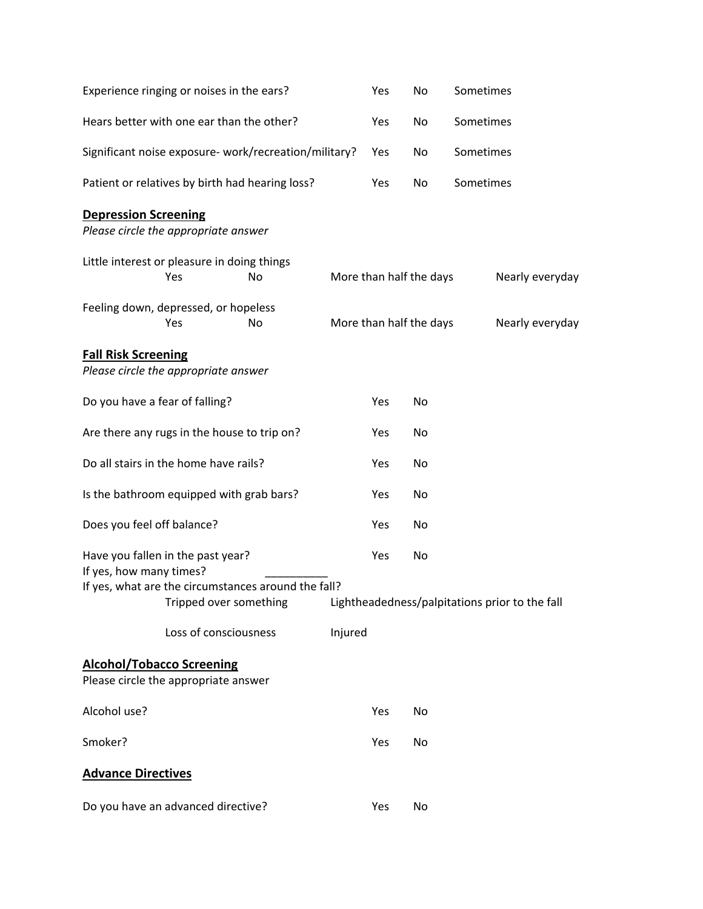Experience ringing or noises in the ears? Yes No Sometimes

Hears better with one ear than the other? Yes No Sometimes

Significant noise exposure- work/recreation/military? Yes No Sometimes

Patient or relatives by birth had hearing loss? Yes No Sometimes

**Depression Screening**

*Please circle the appropriate answer*

Little interest or pleasure in doing things

Yes No More than half the days Nearly everyday

Feeling down, depressed, or hopeless

Yes No More than half the days Nearly everyday

**Fall Risk Screening**

*Please circle the appropriate answer*

Do you have a fear of falling? Yes No

Are there any rugs in the house to trip on? Yes No

Do all stairs in the home have rails? Yes No

Is the bathroom equipped with grab bars? Yes No

Does you feel off balance? Yes No

Have you fallen in the past year? Yes No

If yes, how many times? __________

If yes, what are the circumstances around the fall?

Tripped over something Lightheadedness/palpitations prior to the fall

Loss of consciousness Injured

**Alcohol/Tobacco Screening**

Please circle the appropriate answer

Alcohol use? Yes No

Smoker? Yes No

**Advance Directives**

Do you have an advanced directive? Yes No